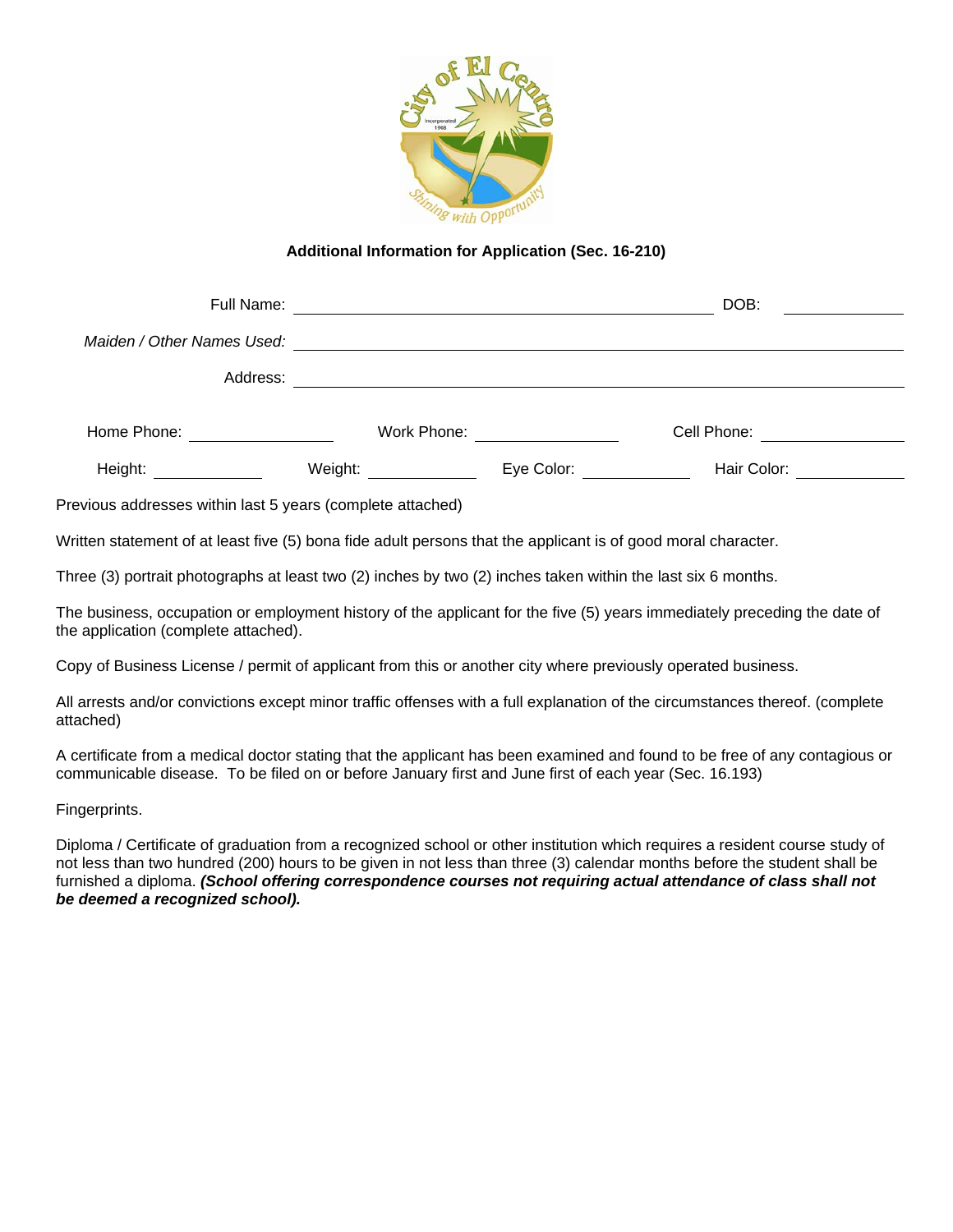**Additional Information for Application (Sec. 16-210)**

Full Name: ______________________ DOB: __________

*Maiden / Other Names Used:* ______________________

Address: ______________________

Home Phone: __________ Work Phone: __________ Cell Phone: __________

Height: __________ Weight: __________ Eye Color: __________ Hair Color: __________

Previous addresses within last 5 years (complete attached)

Written statement of at least five (5) bona fide adult persons that the applicant is of good moral character.

Three (3) portrait photographs at least two (2) inches by two (2) inches taken within the last six 6 months.

The business, occupation or employment history of the applicant for the five (5) years immediately preceding the date of the application (complete attached).

Copy of Business License / permit of applicant from this or another city where previously operated business.

All arrests and/or convictions except minor traffic offenses with a full explanation of the circumstances thereof. (complete attached)

A certificate from a medical doctor stating that the applicant has been examined and found to be free of any contagious or communicable disease. To be filed on or before January first and June first of each year (Sec. 16.193)

Fingerprints.

Diploma / Certificate of graduation from a recognized school or other institution which requires a resident course study of not less than two hundred (200) hours to be given in not less than three (3) calendar months before the student shall be furnished a diploma. ***(School offering correspondence courses not requiring actual attendance of class shall not be deemed a recognized school).***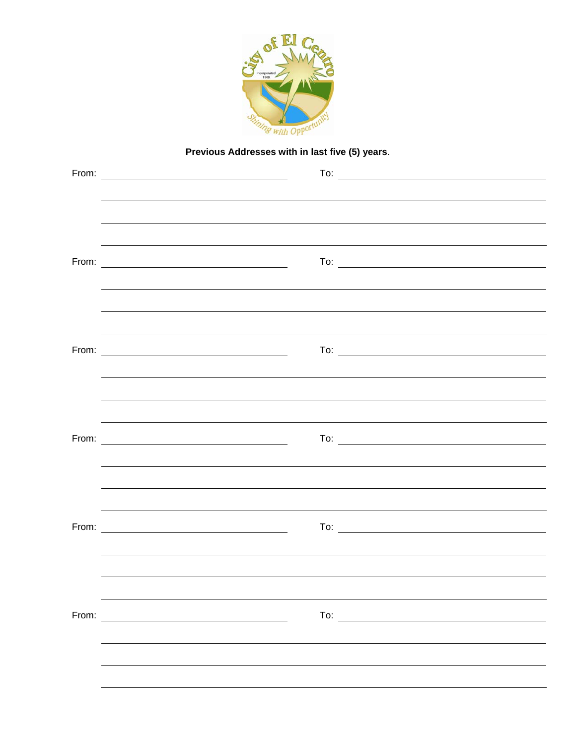**Previous Addresses with in last five (5) years**.

From: ______________________ To: ______________________

______________________________________________

______________________________________________

______________________________________________

From: ______________________ To: ______________________

______________________________________________

______________________________________________

______________________________________________

From: ______________________ To: ______________________

______________________________________________

______________________________________________

______________________________________________

From: ______________________ To: ______________________

______________________________________________

______________________________________________

______________________________________________

From: ______________________ To: ______________________

______________________________________________

______________________________________________

______________________________________________

From: ______________________ To: ______________________

______________________________________________

______________________________________________

______________________________________________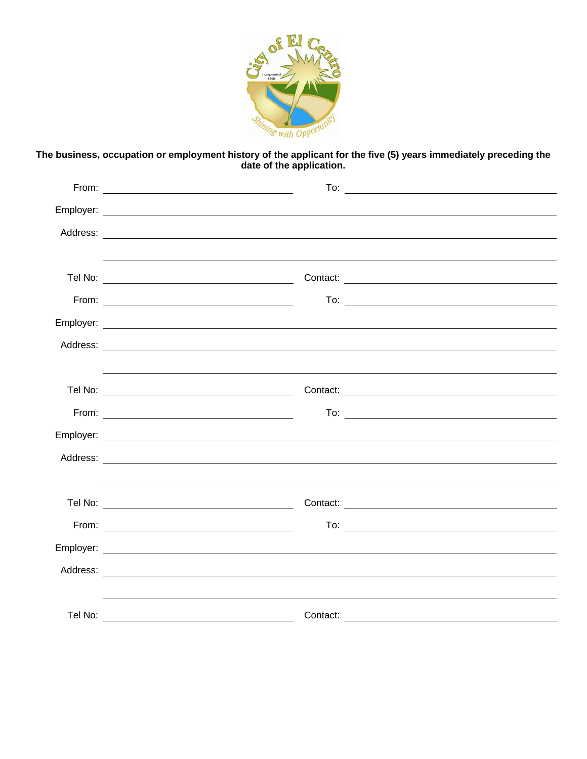**The business, occupation or employment history of the applicant for the five (5) years immediately preceding the date of the application.**

From: ______________________ To: ______________________

Employer: ______________________________________________

Address: ______________________________________________

______________________________________________

Tel No: ______________________ Contact: ______________________

From: ______________________ To: ______________________

Employer: ______________________________________________

Address: ______________________________________________

______________________________________________

Tel No: ______________________ Contact: ______________________

From: ______________________ To: ______________________

Employer: ______________________________________________

Address: ______________________________________________

______________________________________________

Tel No: ______________________ Contact: ______________________

From: ______________________ To: ______________________

Employer: ______________________________________________

Address: ______________________________________________

______________________________________________

Tel No: ______________________ Contact: ______________________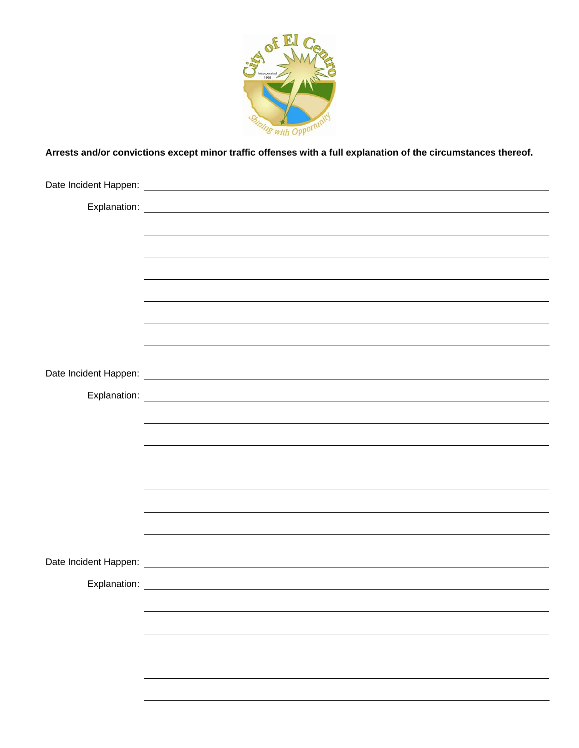**Arrests and/or convictions except minor traffic offenses with a full explanation of the circumstances thereof.**

Date Incident Happen: ______________________________

Explanation: ______________________________

______________________________

______________________________

______________________________

______________________________

______________________________

______________________________

Date Incident Happen: ______________________________

Explanation: ______________________________

______________________________

______________________________

______________________________

______________________________

______________________________

______________________________

Date Incident Happen: ______________________________

Explanation: ______________________________

______________________________

______________________________

______________________________

______________________________

______________________________